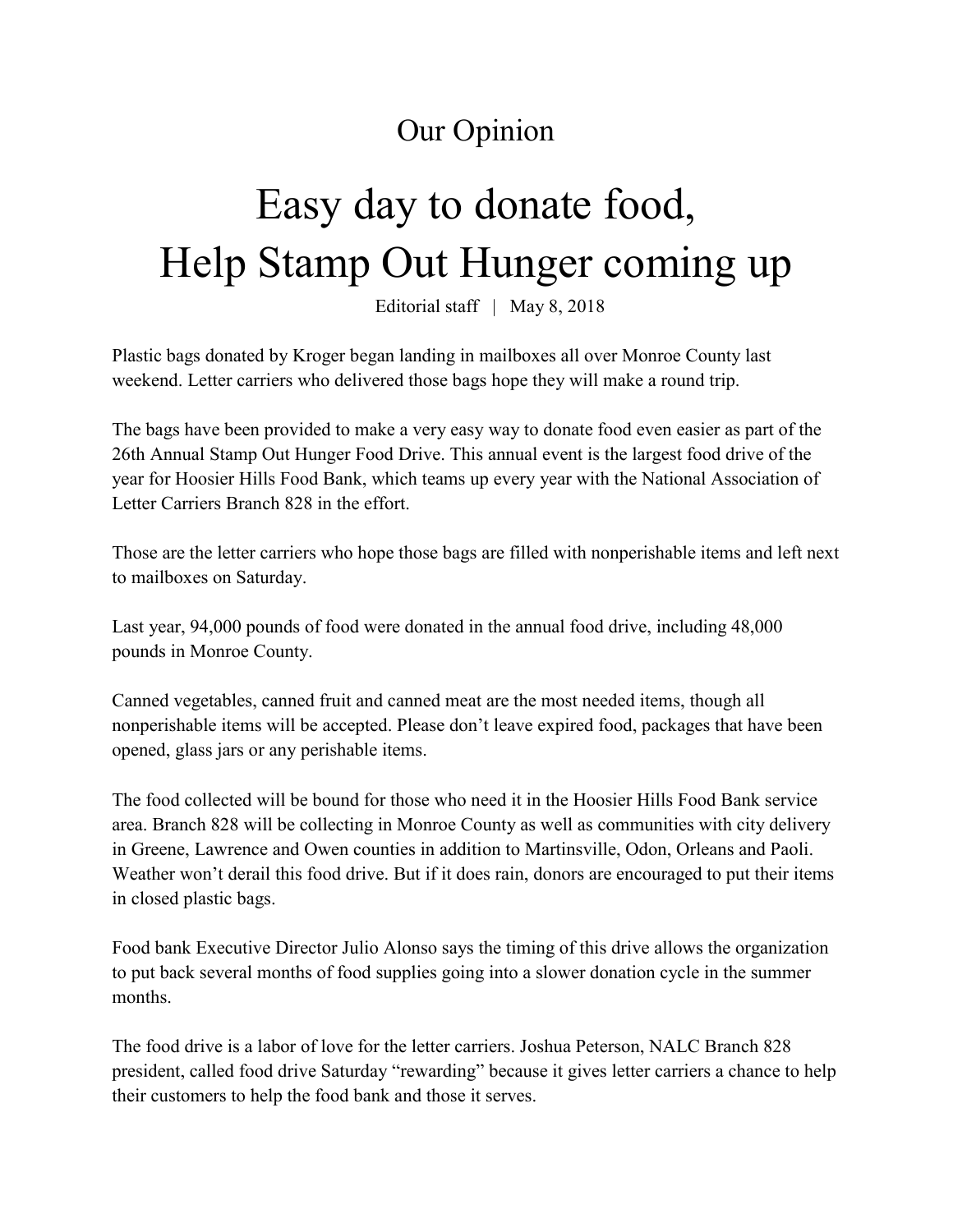Our Opinion

# Easy day to donate food, Help Stamp Out Hunger coming up

Editorial staff | May 8, 2018

Plastic bags donated by Kroger began landing in mailboxes all over Monroe County last weekend. Letter carriers who delivered those bags hope they will make a round trip.

The bags have been provided to make a very easy way to donate food even easier as part of the 26th Annual Stamp Out Hunger Food Drive. This annual event is the largest food drive of the year for Hoosier Hills Food Bank, which teams up every year with the National Association of Letter Carriers Branch 828 in the effort.

Those are the letter carriers who hope those bags are filled with nonperishable items and left next to mailboxes on Saturday.

Last year, 94,000 pounds of food were donated in the annual food drive, including 48,000 pounds in Monroe County.

Canned vegetables, canned fruit and canned meat are the most needed items, though all nonperishable items will be accepted. Please don't leave expired food, packages that have been opened, glass jars or any perishable items.

The food collected will be bound for those who need it in the Hoosier Hills Food Bank service area. Branch 828 will be collecting in Monroe County as well as communities with city delivery in Greene, Lawrence and Owen counties in addition to Martinsville, Odon, Orleans and Paoli. Weather won't derail this food drive. But if it does rain, donors are encouraged to put their items in closed plastic bags.

Food bank Executive Director Julio Alonso says the timing of this drive allows the organization to put back several months of food supplies going into a slower donation cycle in the summer months.

The food drive is a labor of love for the letter carriers. Joshua Peterson, NALC Branch 828 president, called food drive Saturday "rewarding" because it gives letter carriers a chance to help their customers to help the food bank and those it serves.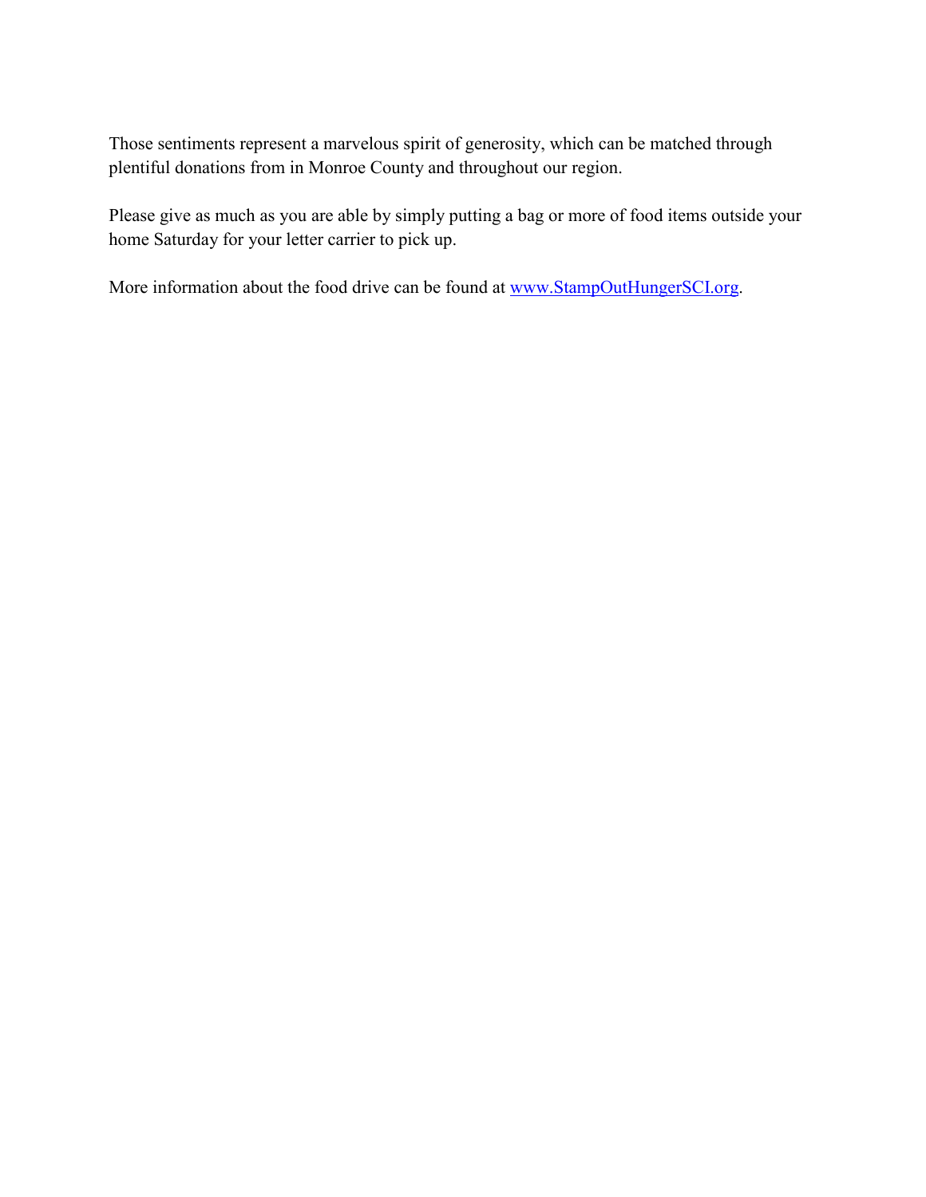Those sentiments represent a marvelous spirit of generosity, which can be matched through plentiful donations from in Monroe County and throughout our region.

Please give as much as you are able by simply putting a bag or more of food items outside your home Saturday for your letter carrier to pick up.

More information about the food drive can be found at [www.StampOutHungerSCI.org](http://www.StampOutHungerSCI.org).